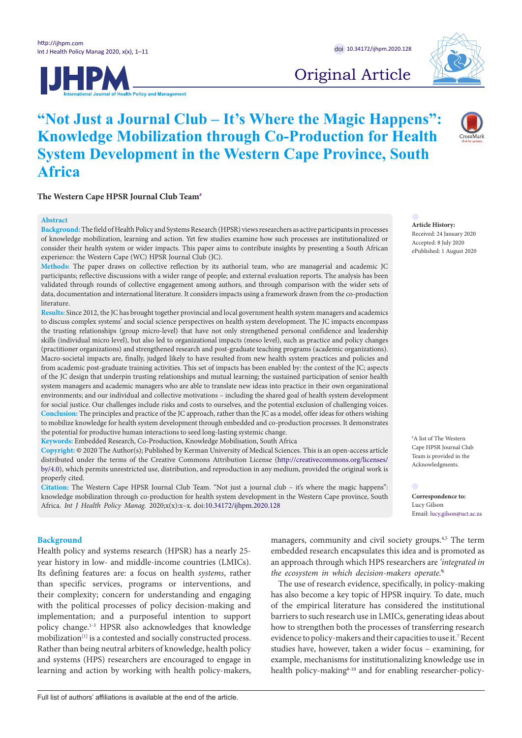# "Not Just a Journal Club – It's Where the Magic Happens": Knowledge Mobilization through Co-Production for Health System Development in the Western Cape Province, South Africa

**The Western Cape HPSR Journal Club Team**[#]

## Abstract

**Background:** The field of Health Policy and Systems Research (HPSR) views researchers as active participants in processes of knowledge mobilization, learning and action. Yet few studies examine how such processes are institutionalized or consider their health system or wider impacts. This paper aims to contribute insights by presenting a South African experience: the Western Cape (WC) HPSR Journal Club (JC).

**Methods:** The paper draws on collective reflection by its authorial team, who are managerial and academic JC participants; reflective discussions with a wider range of people; and external evaluation reports. The analysis has been validated through rounds of collective engagement among authors, and through comparison with the wider sets of data, documentation and international literature. It considers impacts using a framework drawn from the co-production literature.

**Results:** Since 2012, the JC has brought together provincial and local government health system managers and academics to discuss complex systems' and social science perspectives on health system development. The JC impacts encompass the trusting relationships (group micro-level) that have not only strengthened personal confidence and leadership skills (individual micro level), but also led to organizational impacts (meso level), such as practice and policy changes (practitioner organizations) and strengthened research and post-graduate teaching programs (academic organizations). Macro-societal impacts are, finally, judged likely to have resulted from new health system practices and policies and from academic post-graduate training activities. This set of impacts has been enabled by: the context of the JC; aspects of the JC design that underpin trusting relationships and mutual learning; the sustained participation of senior health system managers and academic managers who are able to translate new ideas into practice in their own organizational environments; and our individual and collective motivations – including the shared goal of health system development for social justice. Our challenges include risks and costs to ourselves, and the potential exclusion of challenging voices.

**Conclusion:** The principles and practice of the JC approach, rather than the JC as a model, offer ideas for others wishing to mobilize knowledge for health system development through embedded and co-production processes. It demonstrates the potential for productive human interactions to seed long-lasting systemic change.

**Keywords:** Embedded Research, Co-Production, Knowledge Mobilisation, South Africa

**Copyright:** © 2020 The Author(s); Published by Kerman University of Medical Sciences. This is an open-access article distributed under the terms of the Creative Commons Attribution License (http://creativecommons.org/licenses/by/4.0), which permits unrestricted use, distribution, and reproduction in any medium, provided the original work is properly cited.

**Citation:** The Western Cape HPSR Journal Club Team. "Not just a journal club – it's where the magic happens": knowledge mobilization through co-production for health system development in the Western Cape province, South Africa. *Int J Health Policy Manag.* 2020;x(x):x–x. doi:10.34172/ijhpm.2020.128

**Article History:**
Received: 24 January 2020
Accepted: 8 July 2020
ePublished: 1 August 2020

[#]A list of The Western Cape HPSR Journal Club Team is provided in the Acknowledgments.

**Correspondence to:**
Lucy Gilson
Email: lucy.gilson@uct.ac.za

## Background

Health policy and systems research (HPSR) has a nearly 25-year history in low- and middle-income countries (LMICs). Its defining features are: a focus on health *systems*, rather than specific services, programs or interventions, and their complexity; concern for understanding and engaging with the political processes of policy decision-making and implementation; and a purposeful intention to support policy change.[1-3] HPSR also acknowledges that knowledge mobilization[[1]] is a contested and socially constructed process. Rather than being neutral arbiters of knowledge, health policy and systems (HPS) researchers are encouraged to engage in learning and action by working with health policy-makers, managers, community and civil society groups.[4,5] The term embedded research encapsulates this idea and is promoted as an approach through which HPS researchers are *'integrated in the ecosystem in which decision-makers operate.'*[6]

The use of research evidence, specifically, in policy-making has also become a key topic of HPSR inquiry. To date, much of the empirical literature has considered the institutional barriers to such research use in LMICs, generating ideas about how to strengthen both the processes of transferring research evidence to policy-makers and their capacities to use it.[7] Recent studies have, however, taken a wider focus – examining, for example, mechanisms for institutionalizing knowledge use in health policy-making[8-10] and for enabling researcher-policy-

Full list of authors' affiliations is available at the end of the article.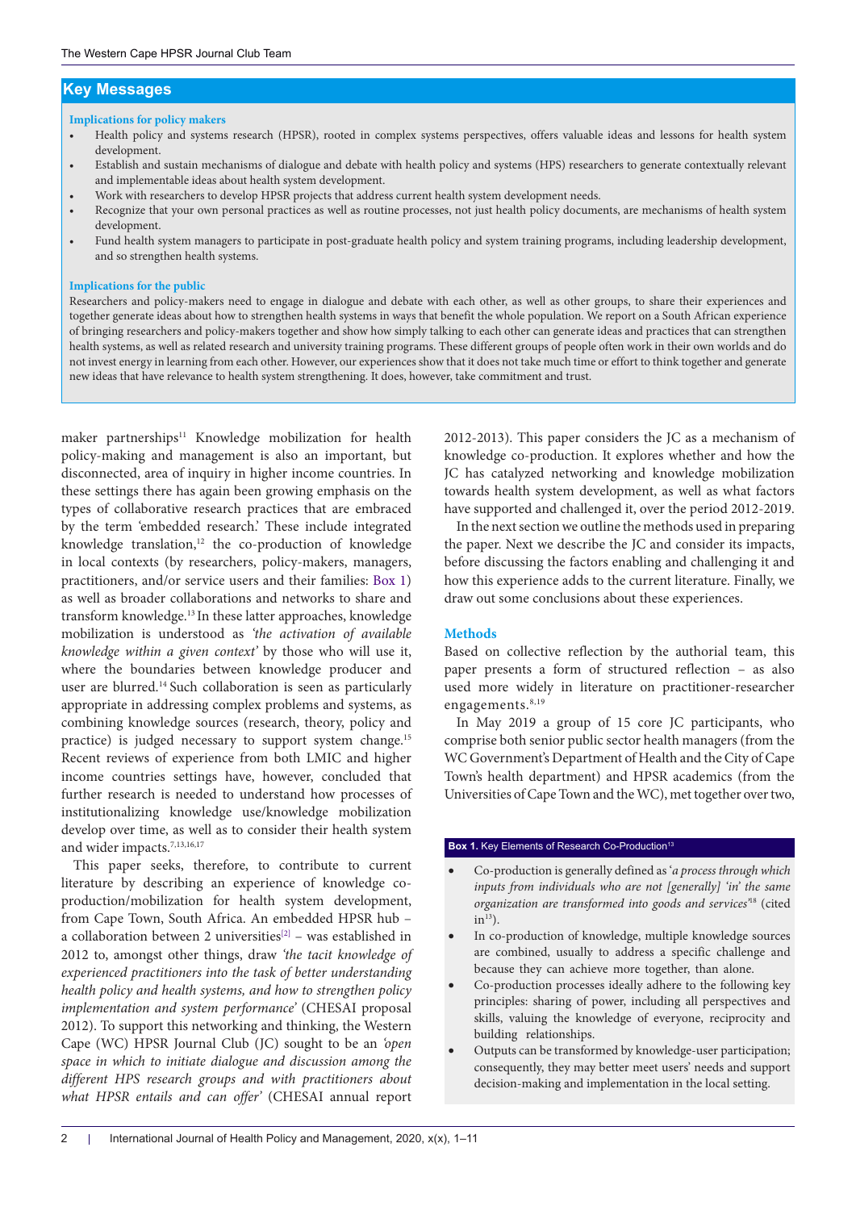## Key Messages

**Implications for policy makers**

- Health policy and systems research (HPSR), rooted in complex systems perspectives, offers valuable ideas and lessons for health system development.
- Establish and sustain mechanisms of dialogue and debate with health policy and systems (HPS) researchers to generate contextually relevant and implementable ideas about health system development.
- Work with researchers to develop HPSR projects that address current health system development needs.
- Recognize that your own personal practices as well as routine processes, not just health policy documents, are mechanisms of health system development.
- Fund health system managers to participate in post-graduate health policy and system training programs, including leadership development, and so strengthen health systems.

**Implications for the public**

Researchers and policy-makers need to engage in dialogue and debate with each other, as well as other groups, to share their experiences and together generate ideas about how to strengthen health systems in ways that benefit the whole population. We report on a South African experience of bringing researchers and policy-makers together and show how simply talking to each other can generate ideas and practices that can strengthen health systems, as well as related research and university training programs. These different groups of people often work in their own worlds and do not invest energy in learning from each other. However, our experiences show that it does not take much time or effort to think together and generate new ideas that have relevance to health system strengthening. It does, however, take commitment and trust.

maker partnerships[11] Knowledge mobilization for health policy-making and management is also an important, but disconnected, area of inquiry in higher income countries. In these settings there has again been growing emphasis on the types of collaborative research practices that are embraced by the term 'embedded research.' These include integrated knowledge translation,[12] the co-production of knowledge in local contexts (by researchers, policy-makers, managers, practitioners, and/or service users and their families: Box 1) as well as broader collaborations and networks to share and transform knowledge.[13] In these latter approaches, knowledge mobilization is understood as *'the activation of available knowledge within a given context'* by those who will use it, where the boundaries between knowledge producer and user are blurred.[14] Such collaboration is seen as particularly appropriate in addressing complex problems and systems, as combining knowledge sources (research, theory, policy and practice) is judged necessary to support system change.[15] Recent reviews of experience from both LMIC and higher income countries settings have, however, concluded that further research is needed to understand how processes of institutionalizing knowledge use/knowledge mobilization develop over time, as well as to consider their health system and wider impacts.[7,13,16,17]

This paper seeks, therefore, to contribute to current literature by describing an experience of knowledge co-production/mobilization for health system development, from Cape Town, South Africa. An embedded HPSR hub – a collaboration between 2 universities[2] – was established in 2012 to, amongst other things, draw *'the tacit knowledge of experienced practitioners into the task of better understanding health policy and health systems, and how to strengthen policy implementation and system performance'* (CHESAI proposal 2012). To support this networking and thinking, the Western Cape (WC) HPSR Journal Club (JC) sought to be an *'open space in which to initiate dialogue and discussion among the different HPS research groups and with practitioners about what HPSR entails and can offer'* (CHESAI annual report 2012-2013). This paper considers the JC as a mechanism of knowledge co-production. It explores whether and how the JC has catalyzed networking and knowledge mobilization towards health system development, as well as what factors have supported and challenged it, over the period 2012-2019.

In the next section we outline the methods used in preparing the paper. Next we describe the JC and consider its impacts, before discussing the factors enabling and challenging it and how this experience adds to the current literature. Finally, we draw out some conclusions about these experiences.

## Methods

Based on collective reflection by the authorial team, this paper presents a form of structured reflection – as also used more widely in literature on practitioner-researcher engagements.[8,19]

In May 2019 a group of 15 core JC participants, who comprise both senior public sector health managers (from the WC Government's Department of Health and the City of Cape Town's health department) and HPSR academics (from the Universities of Cape Town and the WC), met together over two,

**Box 1.** Key Elements of Research Co-Production[13]

- Co-production is generally defined as '*a process through which inputs from individuals who are not [generally] 'in' the same organization are transformed into goods and services*'[18] (cited in[13]).
- In co-production of knowledge, multiple knowledge sources are combined, usually to address a specific challenge and because they can achieve more together, than alone.
- Co-production processes ideally adhere to the following key principles: sharing of power, including all perspectives and skills, valuing the knowledge of everyone, reciprocity and building relationships.
- Outputs can be transformed by knowledge-user participation; consequently, they may better meet users' needs and support decision-making and implementation in the local setting.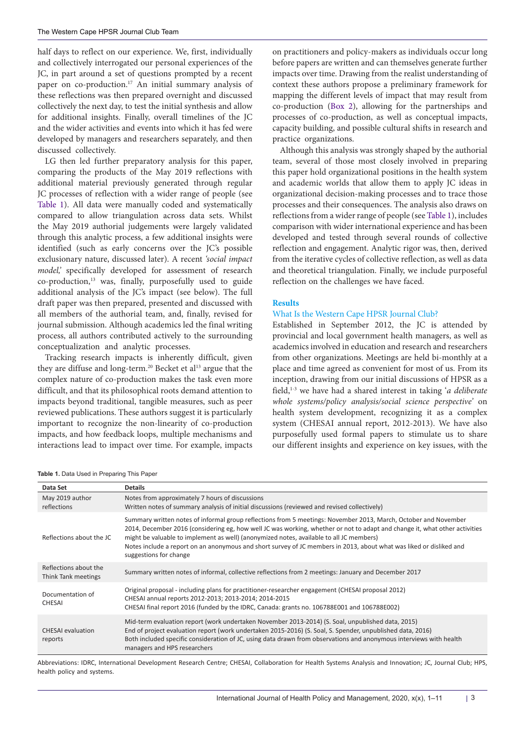half days to reflect on our experience. We, first, individually and collectively interrogated our personal experiences of the JC, in part around a set of questions prompted by a recent paper on co-production.[17] An initial summary analysis of these reflections was then prepared overnight and discussed collectively the next day, to test the initial synthesis and allow for additional insights. Finally, overall timelines of the JC and the wider activities and events into which it has fed were developed by managers and researchers separately, and then discussed collectively.

LG then led further preparatory analysis for this paper, comparing the products of the May 2019 reflections with additional material previously generated through regular JC processes of reflection with a wider range of people (see Table 1). All data were manually coded and systematically compared to allow triangulation across data sets. Whilst the May 2019 authorial judgements were largely validated through this analytic process, a few additional insights were identified (such as early concerns over the JC's possible exclusionary nature, discussed later). A recent *'social impact model,'* specifically developed for assessment of research co-production,[13] was, finally, purposefully used to guide additional analysis of the JC's impact (see below). The full draft paper was then prepared, presented and discussed with all members of the authorial team, and, finally, revised for journal submission. Although academics led the final writing process, all authors contributed actively to the surrounding conceptualization and analytic processes.

Tracking research impacts is inherently difficult, given they are diffuse and long-term.[20] Becket et al[13] argue that the complex nature of co-production makes the task even more difficult, and that its philosophical roots demand attention to impacts beyond traditional, tangible measures, such as peer reviewed publications. These authors suggest it is particularly important to recognize the non-linearity of co-production impacts, and how feedback loops, multiple mechanisms and interactions lead to impact over time. For example, impacts on practitioners and policy-makers as individuals occur long before papers are written and can themselves generate further impacts over time. Drawing from the realist understanding of context these authors propose a preliminary framework for mapping the different levels of impact that may result from co-production (Box 2), allowing for the partnerships and processes of co-production, as well as conceptual impacts, capacity building, and possible cultural shifts in research and practice organizations.

Although this analysis was strongly shaped by the authorial team, several of those most closely involved in preparing this paper hold organizational positions in the health system and academic worlds that allow them to apply JC ideas in organizational decision-making processes and to trace those processes and their consequences. The analysis also draws on reflections from a wider range of people (see Table 1), includes comparison with wider international experience and has been developed and tested through several rounds of collective reflection and engagement. Analytic rigor was, then, derived from the iterative cycles of collective reflection, as well as data and theoretical triangulation. Finally, we include purposeful reflection on the challenges we have faced.

## Results

### What Is the Western Cape HPSR Journal Club?

Established in September 2012, the JC is attended by provincial and local government health managers, as well as academics involved in education and research and researchers from other organizations. Meetings are held bi-monthly at a place and time agreed as convenient for most of us. From its inception, drawing from our initial discussions of HPSR as a field,[1-3] we have had a shared interest in taking '*a deliberate whole systems/policy analysis/social science perspective*' on health system development, recognizing it as a complex system (CHESAI annual report, 2012-2013). We have also purposefully used formal papers to stimulate us to share our different insights and experience on key issues, with the

**Table 1.** Data Used in Preparing This Paper

| Data Set | Details |
| --- | --- |
| May 2019 author reflections | Notes from approximately 7 hours of discussions<br>Written notes of summary analysis of initial discussions (reviewed and revised collectively) |
| Reflections about the JC | Summary written notes of informal group reflections from 5 meetings: November 2013, March, October and November 2014, December 2016 (considering eg, how well JC was working, whether or not to adapt and change it, what other activities might be valuable to implement as well) (anonymized notes, available to all JC members)<br>Notes include a report on an anonymous and short survey of JC members in 2013, about what was liked or disliked and suggestions for change |
| Reflections about the Think Tank meetings | Summary written notes of informal, collective reflections from 2 meetings: January and December 2017 |
| Documentation of CHESAI | Original proposal - including plans for practitioner-researcher engagement (CHESAI proposal 2012)<br>CHESAI annual reports 2012-2013; 2013-2014; 2014-2015<br>CHESAI final report 2016 (funded by the IDRC, Canada: grants no. 106788E001 and 106788E002) |
| CHESAI evaluation reports | Mid-term evaluation report (work undertaken November 2013-2014) (S. Soal, unpublished data, 2015)<br>End of project evaluation report (work undertaken 2015-2016) (S. Soal, S. Spender, unpublished data, 2016)<br>Both included specific consideration of JC, using data drawn from observations and anonymous interviews with health managers and HPS researchers |

Abbreviations: IDRC, International Development Research Centre; CHESAI, Collaboration for Health Systems Analysis and Innovation; JC, Journal Club; HPS, health policy and systems.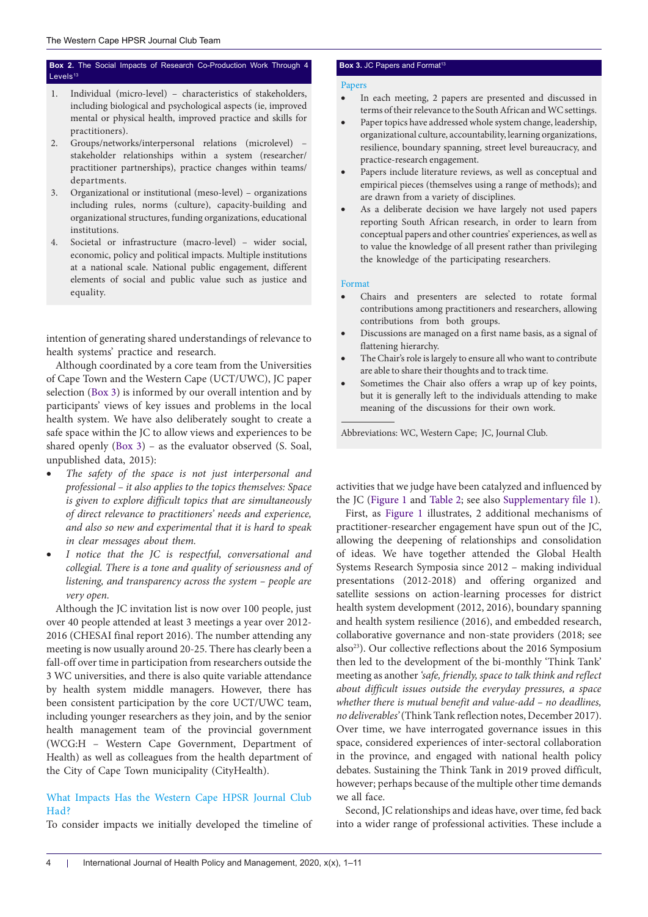**Box 2.** The Social Impacts of Research Co-Production Work Through 4 Levels[13]

1. Individual (micro-level) – characteristics of stakeholders, including biological and psychological aspects (ie, improved mental or physical health, improved practice and skills for practitioners).
2. Groups/networks/interpersonal relations (microlevel) – stakeholder relationships within a system (researcher/practitioner partnerships), practice changes within teams/departments.
3. Organizational or institutional (meso-level) – organizations including rules, norms (culture), capacity-building and organizational structures, funding organizations, educational institutions.
4. Societal or infrastructure (macro-level) – wider social, economic, policy and political impacts. Multiple institutions at a national scale. National public engagement, different elements of social and public value such as justice and equality.

**Box 3.** JC Papers and Format[13]

Papers

- In each meeting, 2 papers are presented and discussed in terms of their relevance to the South African and WC settings.
- Paper topics have addressed whole system change, leadership, organizational culture, accountability, learning organizations, resilience, boundary spanning, street level bureaucracy, and practice-research engagement.
- Papers include literature reviews, as well as conceptual and empirical pieces (themselves using a range of methods); and are drawn from a variety of disciplines.
- As a deliberate decision we have largely not used papers reporting South African research, in order to learn from conceptual papers and other countries' experiences, as well as to value the knowledge of all present rather than privileging the knowledge of the participating researchers.

Format

- Chairs and presenters are selected to rotate formal contributions among practitioners and researchers, allowing contributions from both groups.
- Discussions are managed on a first name basis, as a signal of flattening hierarchy.
- The Chair's role is largely to ensure all who want to contribute are able to share their thoughts and to track time.
- Sometimes the Chair also offers a wrap up of key points, but it is generally left to the individuals attending to make meaning of the discussions for their own work.

Abbreviations: WC, Western Cape; JC, Journal Club.

intention of generating shared understandings of relevance to health systems' practice and research.

Although coordinated by a core team from the Universities of Cape Town and the Western Cape (UCT/UWC), JC paper selection (Box 3) is informed by our overall intention and by participants' views of key issues and problems in the local health system. We have also deliberately sought to create a safe space within the JC to allow views and experiences to be shared openly (Box 3) – as the evaluator observed (S. Soal, unpublished data, 2015):

- *The safety of the space is not just interpersonal and professional – it also applies to the topics themselves: Space is given to explore difficult topics that are simultaneously of direct relevance to practitioners' needs and experience, and also so new and experimental that it is hard to speak in clear messages about them.*
- *I notice that the JC is respectful, conversational and collegial. There is a tone and quality of seriousness and of listening, and transparency across the system – people are very open.*

Although the JC invitation list is now over 100 people, just over 40 people attended at least 3 meetings a year over 2012-2016 (CHESAI final report 2016). The number attending any meeting is now usually around 20-25. There has clearly been a fall-off over time in participation from researchers outside the 3 WC universities, and there is also quite variable attendance by health system middle managers. However, there has been consistent participation by the core UCT/UWC team, including younger researchers as they join, and by the senior health management team of the provincial government (WCG:H – Western Cape Government, Department of Health) as well as colleagues from the health department of the City of Cape Town municipality (CityHealth).

## What Impacts Has the Western Cape HPSR Journal Club Had?

To consider impacts we initially developed the timeline of activities that we judge have been catalyzed and influenced by the JC (Figure 1 and Table 2; see also Supplementary file 1).

First, as Figure 1 illustrates, 2 additional mechanisms of practitioner-researcher engagement have spun out of the JC, allowing the deepening of relationships and consolidation of ideas. We have together attended the Global Health Systems Research Symposia since 2012 – making individual presentations (2012-2018) and offering organized and satellite sessions on action-learning processes for district health system development (2012, 2016), boundary spanning and health system resilience (2016), and embedded research, collaborative governance and non-state providers (2018; see also[23]). Our collective reflections about the 2016 Symposium then led to the development of the bi-monthly 'Think Tank' meeting as another *'safe, friendly, space to talk think and reflect about difficult issues outside the everyday pressures, a space whether there is mutual benefit and value-add – no deadlines, no deliverables'* (Think Tank reflection notes, December 2017). Over time, we have interrogated governance issues in this space, considered experiences of inter-sectoral collaboration in the province, and engaged with national health policy debates. Sustaining the Think Tank in 2019 proved difficult, however; perhaps because of the multiple other time demands we all face.

Second, JC relationships and ideas have, over time, fed back into a wider range of professional activities. These include a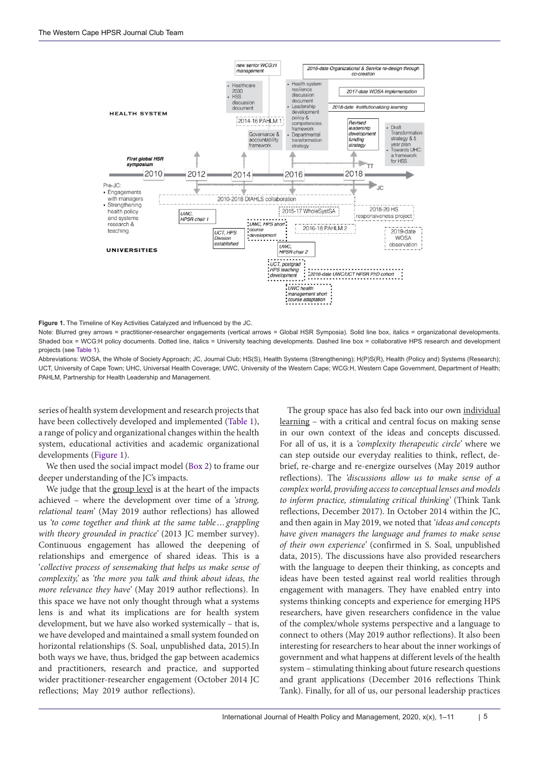**Figure 1.** The Timeline of Key Activities Catalyzed and Influenced by the JC.

Note: Blurred grey arrows = practitioner-researcher engagements (vertical arrows = Global HSR Symposia). Solid line box, italics = organizational developments. Shaded box = WCG:H policy documents. Dotted line, italics = University teaching developments. Dashed line box = collaborative HPS research and development projects (see Table 1).

Abbreviations: WOSA, the Whole of Society Approach; JC, Journal Club; HS(S), Health Systems (Strengthening); H(P)S(R), Health (Policy and) Systems (Research); UCT, University of Cape Town; UHC, Universal Health Coverage; UWC, University of the Western Cape; WCG:H, Western Cape Government, Department of Health; PAHLM, Partnership for Health Leadership and Management.

series of health system development and research projects that have been collectively developed and implemented (Table 1), a range of policy and organizational changes within the health system, educational activities and academic organizational developments (Figure 1).

We then used the social impact model (Box 2) to frame our deeper understanding of the JC's impacts.

We judge that the group level is at the heart of the impacts achieved – where the development over time of a *'strong, relational team'* (May 2019 author reflections) has allowed us *'to come together and think at the same table…grappling with theory grounded in practice'* (2013 JC member survey). Continuous engagement has allowed the deepening of relationships and emergence of shared ideas. This is a '*collective process of sensemaking that helps us make sense of complexity,*' as *'the more you talk and think about ideas, the more relevance they have'* (May 2019 author reflections). In this space we have not only thought through what a systems lens is and what its implications are for health system development, but we have also worked systemically – that is, we have developed and maintained a small system founded on horizontal relationships (S. Soal, unpublished data, 2015).In both ways we have, thus, bridged the gap between academics and practitioners, research and practice, and supported wider practitioner-researcher engagement (October 2014 JC reflections; May 2019 author reflections).

The group space has also fed back into our own individual learning – with a critical and central focus on making sense in our own context of the ideas and concepts discussed. For all of us, it is a *'complexity therapeutic circle'* where we can step outside our everyday realities to think, reflect, de-brief, re-charge and re-energize ourselves (May 2019 author reflections). The *'discussions allow us to make sense of a complex world, providing access to conceptual lenses and models to inform practice, stimulating critical thinking'* (Think Tank reflections, December 2017). In October 2014 within the JC, and then again in May 2019, we noted that *'ideas and concepts have given managers the language and frames to make sense of their own experience'* (confirmed in S. Soal, unpublished data, 2015). The discussions have also provided researchers with the language to deepen their thinking, as concepts and ideas have been tested against real world realities through engagement with managers. They have enabled entry into systems thinking concepts and experience for emerging HPS researchers, have given researchers confidence in the value of the complex/whole systems perspective and a language to connect to others (May 2019 author reflections). It also been interesting for researchers to hear about the inner workings of government and what happens at different levels of the health system – stimulating thinking about future research questions and grant applications (December 2016 reflections Think Tank). Finally, for all of us, our personal leadership practices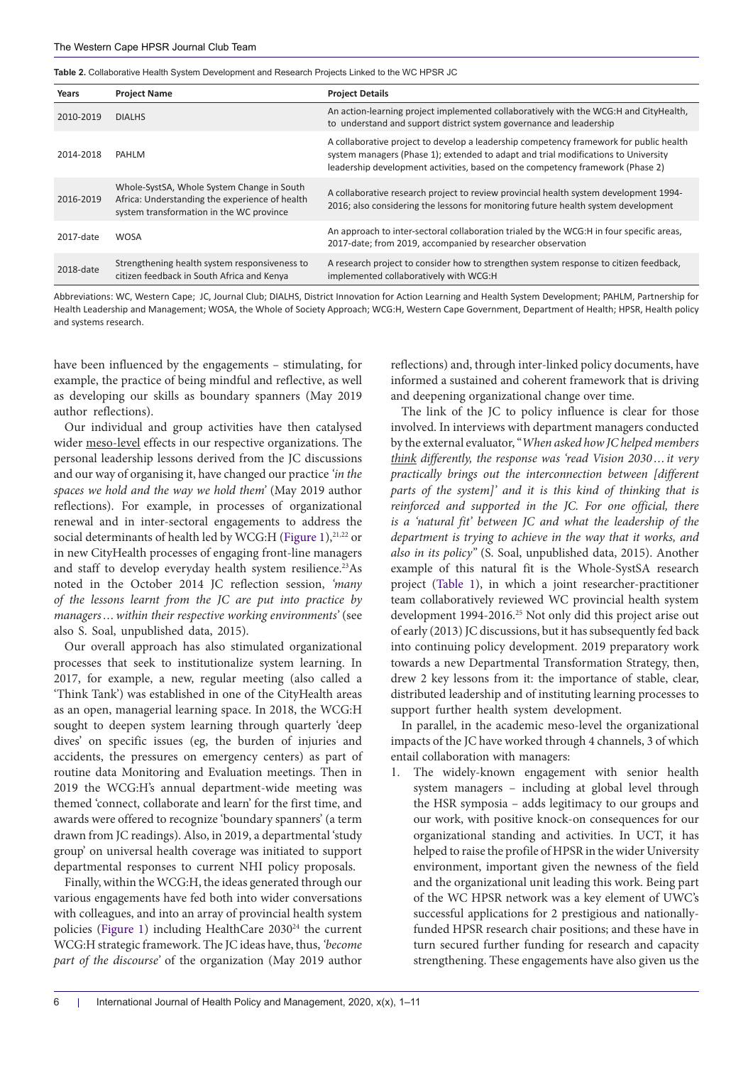**Table 2.** Collaborative Health System Development and Research Projects Linked to the WC HPSR JC

| Years | Project Name | Project Details |
| --- | --- | --- |
| 2010-2019 | DIALHS | An action-learning project implemented collaboratively with the WCG:H and CityHealth, to understand and support district system governance and leadership |
| 2014-2018 | PAHLM | A collaborative project to develop a leadership competency framework for public health system managers (Phase 1); extended to adapt and trial modifications to University leadership development activities, based on the competency framework (Phase 2) |
| 2016-2019 | Whole-SystSA, Whole System Change in South Africa: Understanding the experience of health system transformation in the WC province | A collaborative research project to review provincial health system development 1994-2016; also considering the lessons for monitoring future health system development |
| 2017-date | WOSA | An approach to inter-sectoral collaboration trialed by the WCG:H in four specific areas, 2017-date; from 2019, accompanied by researcher observation |
| 2018-date | Strengthening health system responsiveness to citizen feedback in South Africa and Kenya | A research project to consider how to strengthen system response to citizen feedback, implemented collaboratively with WCG:H |

Abbreviations: WC, Western Cape; JC, Journal Club; DIALHS, District Innovation for Action Learning and Health System Development; PAHLM, Partnership for Health Leadership and Management; WOSA, the Whole of Society Approach; WCG:H, Western Cape Government, Department of Health; HPSR, Health policy and systems research.

have been influenced by the engagements – stimulating, for example, the practice of being mindful and reflective, as well as developing our skills as boundary spanners (May 2019 author reflections).

Our individual and group activities have then catalysed wider meso-level effects in our respective organizations. The personal leadership lessons derived from the JC discussions and our way of organising it, have changed our practice '*in the spaces we hold and the way we hold them*' (May 2019 author reflections). For example, in processes of organizational renewal and in inter-sectoral engagements to address the social determinants of health led by WCG:H (Figure 1),[21,22] or in new CityHealth processes of engaging front-line managers and staff to develop everyday health system resilience.[23] As noted in the October 2014 JC reflection session, '*many of the lessons learnt from the JC are put into practice by managers… within their respective working environments*' (see also S. Soal, unpublished data, 2015).

Our overall approach has also stimulated organizational processes that seek to institutionalize system learning. In 2017, for example, a new, regular meeting (also called a 'Think Tank') was established in one of the CityHealth areas as an open, managerial learning space. In 2018, the WCG:H sought to deepen system learning through quarterly 'deep dives' on specific issues (eg, the burden of injuries and accidents, the pressures on emergency centers) as part of routine data Monitoring and Evaluation meetings. Then in 2019 the WCG:H's annual department-wide meeting was themed 'connect, collaborate and learn' for the first time, and awards were offered to recognize 'boundary spanners' (a term drawn from JC readings). Also, in 2019, a departmental 'study group' on universal health coverage was initiated to support departmental responses to current NHI policy proposals.

Finally, within the WCG:H, the ideas generated through our various engagements have fed both into wider conversations with colleagues, and into an array of provincial health system policies (Figure 1) including HealthCare 2030[24] the current WCG:H strategic framework. The JC ideas have, thus, '*become part of the discourse*' of the organization (May 2019 author reflections) and, through inter-linked policy documents, have informed a sustained and coherent framework that is driving and deepening organizational change over time.

The link of the JC to policy influence is clear for those involved. In interviews with department managers conducted by the external evaluator, "*When asked how JC helped members think differently, the response was 'read Vision 2030… it very practically brings out the interconnection between [different parts of the system]' and it is this kind of thinking that is reinforced and supported in the JC. For one official, there is a 'natural fit' between JC and what the leadership of the department is trying to achieve in the way that it works, and also in its policy*" (S. Soal, unpublished data, 2015). Another example of this natural fit is the Whole-SystSA research project (Table 1), in which a joint researcher-practitioner team collaboratively reviewed WC provincial health system development 1994-2016.[25] Not only did this project arise out of early (2013) JC discussions, but it has subsequently fed back into continuing policy development. 2019 preparatory work towards a new Departmental Transformation Strategy, then, drew 2 key lessons from it: the importance of stable, clear, distributed leadership and of instituting learning processes to support further health system development.

In parallel, in the academic meso-level the organizational impacts of the JC have worked through 4 channels, 3 of which entail collaboration with managers:

1. The widely-known engagement with senior health system managers – including at global level through the HSR symposia – adds legitimacy to our groups and our work, with positive knock-on consequences for our organizational standing and activities. In UCT, it has helped to raise the profile of HPSR in the wider University environment, important given the newness of the field and the organizational unit leading this work. Being part of the WC HPSR network was a key element of UWC's successful applications for 2 prestigious and nationally-funded HPSR research chair positions; and these have in turn secured further funding for research and capacity strengthening. These engagements have also given us the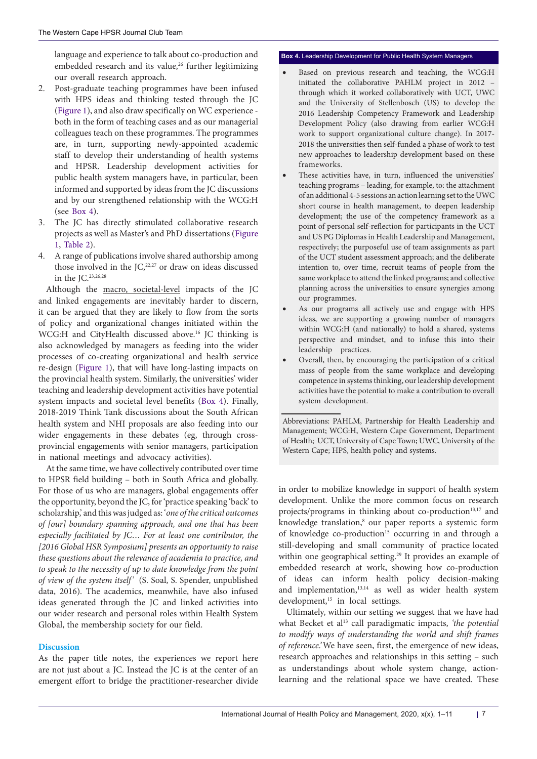language and experience to talk about co-production and embedded research and its value,[26] further legitimizing our overall research approach.

2. Post-graduate teaching programmes have been infused with HPS ideas and thinking tested through the JC (Figure 1), and also draw specifically on WC experience - both in the form of teaching cases and as our managerial colleagues teach on these programmes. The programmes are, in turn, supporting newly-appointed academic staff to develop their understanding of health systems and HPSR. Leadership development activities for public health system managers have, in particular, been informed and supported by ideas from the JC discussions and by our strengthened relationship with the WCG:H (see Box 4).
3. The JC has directly stimulated collaborative research projects as well as Master's and PhD dissertations (Figure 1, Table 2).
4. A range of publications involve shared authorship among those involved in the JC,[22,27] or draw on ideas discussed in the JC.[23,26,28]

Although the macro, societal-level impacts of the JC and linked engagements are inevitably harder to discern, it can be argued that they are likely to flow from the sorts of policy and organizational changes initiated within the WCG:H and CityHealth discussed above.[16] JC thinking is also acknowledged by managers as feeding into the wider processes of co-creating organizational and health service re-design (Figure 1), that will have long-lasting impacts on the provincial health system. Similarly, the universities' wider teaching and leadership development activities have potential system impacts and societal level benefits (Box 4). Finally, 2018-2019 Think Tank discussions about the South African health system and NHI proposals are also feeding into our wider engagements in these debates (eg, through cross-provincial engagements with senior managers, participation in national meetings and advocacy activities).

At the same time, we have collectively contributed over time to HPSR field building – both in South Africa and globally. For those of us who are managers, global engagements offer the opportunity, beyond the JC, for 'practice speaking 'back' to scholarship,' and this was judged as: '*one of the critical outcomes of [our] boundary spanning approach, and one that has been especially facilitated by JC… For at least one contributor, the [2016 Global HSR Symposium] presents an opportunity to raise these questions about the relevance of academia to practice, and to speak to the necessity of up to date knowledge from the point of view of the system itself*' (S. Soal, S. Spender, unpublished data, 2016). The academics, meanwhile, have also infused ideas generated through the JC and linked activities into our wider research and personal roles within Health System Global, the membership society for our field.

**Box 4.** Leadership Development for Public Health System Managers

- Based on previous research and teaching, the WCG:H initiated the collaborative PAHLM project in 2012 – through which it worked collaboratively with UCT, UWC and the University of Stellenbosch (US) to develop the 2016 Leadership Competency Framework and Leadership Development Policy (also drawing from earlier WCG:H work to support organizational culture change). In 2017-2018 the universities then self-funded a phase of work to test new approaches to leadership development based on these frameworks.
- These activities have, in turn, influenced the universities' teaching programs – leading, for example, to: the attachment of an additional 4-5 sessions an action learning set to the UWC short course in health management, to deepen leadership development; the use of the competency framework as a point of personal self-reflection for participants in the UCT and US PG Diplomas in Health Leadership and Management, respectively; the purposeful use of team assignments as part of the UCT student assessment approach; and the deliberate intention to, over time, recruit teams of people from the same workplace to attend the linked programs; and collective planning across the universities to ensure synergies among our programmes.
- As our programs all actively use and engage with HPS ideas, we are supporting a growing number of managers within WCG:H (and nationally) to hold a shared, systems perspective and mindset, and to infuse this into their leadership practices.
- Overall, then, by encouraging the participation of a critical mass of people from the same workplace and developing competence in systems thinking, our leadership development activities have the potential to make a contribution to overall system development.

Abbreviations: PAHLM, Partnership for Health Leadership and Management; WCG:H, Western Cape Government, Department of Health; UCT, University of Cape Town; UWC, University of the Western Cape; HPS, health policy and systems.

## Discussion

As the paper title notes, the experiences we report here are not just about a JC. Instead the JC is at the center of an emergent effort to bridge the practitioner-researcher divide in order to mobilize knowledge in support of health system development. Unlike the more common focus on research projects/programs in thinking about co-production[13,17] and knowledge translation,[8] our paper reports a systemic form of knowledge co-production[15] occurring in and through a still-developing and small community of practice located within one geographical setting.[29] It provides an example of embedded research at work, showing how co-production of ideas can inform health policy decision-making and implementation,[13,14] as well as wider health system development,[15] in local settings.

Ultimately, within our setting we suggest that we have had what Becket et al[13] call paradigmatic impacts, *'the potential to modify ways of understanding the world and shift frames of reference.'* We have seen, first, the emergence of new ideas, research approaches and relationships in this setting – such as understandings about whole system change, action-learning and the relational space we have created. These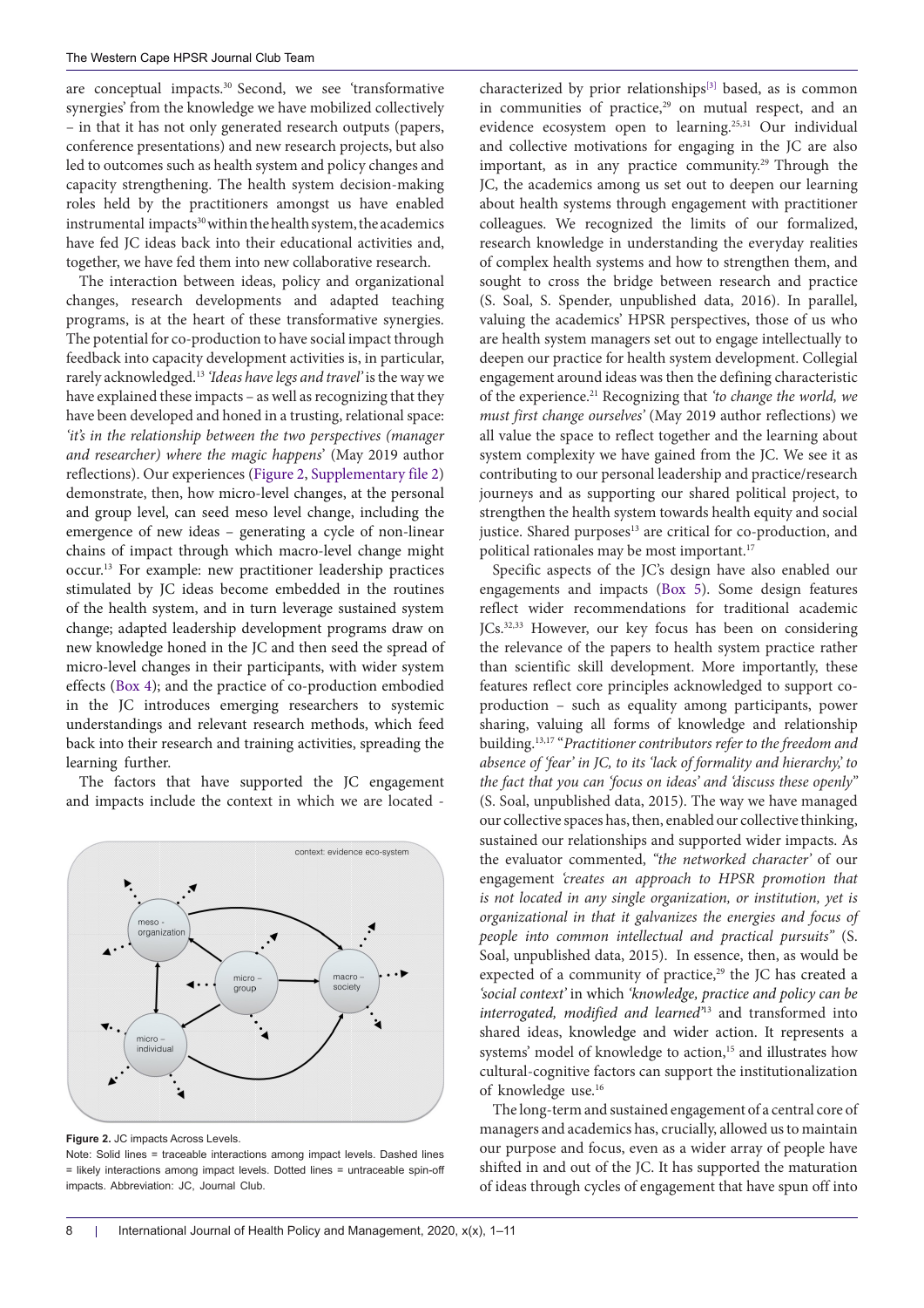are conceptual impacts.[30] Second, we see 'transformative synergies' from the knowledge we have mobilized collectively – in that it has not only generated research outputs (papers, conference presentations) and new research projects, but also led to outcomes such as health system and policy changes and capacity strengthening. The health system decision-making roles held by the practitioners amongst us have enabled instrumental impacts[30] within the health system, the academics have fed JC ideas back into their educational activities and, together, we have fed them into new collaborative research.

The interaction between ideas, policy and organizational changes, research developments and adapted teaching programs, is at the heart of these transformative synergies. The potential for co-production to have social impact through feedback into capacity development activities is, in particular, rarely acknowledged.[13] *'Ideas have legs and travel'* is the way we have explained these impacts – as well as recognizing that they have been developed and honed in a trusting, relational space: *'it's in the relationship between the two perspectives (manager and researcher) where the magic happens'* (May 2019 author reflections). Our experiences (Figure 2, Supplementary file 2) demonstrate, then, how micro-level changes, at the personal and group level, can seed meso level change, including the emergence of new ideas – generating a cycle of non-linear chains of impact through which macro-level change might occur.[13] For example: new practitioner leadership practices stimulated by JC ideas become embedded in the routines of the health system, and in turn leverage sustained system change; adapted leadership development programs draw on new knowledge honed in the JC and then seed the spread of micro-level changes in their participants, with wider system effects (Box 4); and the practice of co-production embodied in the JC introduces emerging researchers to systemic understandings and relevant research methods, which feed back into their research and training activities, spreading the learning further.

The factors that have supported the JC engagement and impacts include the context in which we are located - characterized by prior relationships[3] based, as is common in communities of practice,[29] on mutual respect, and an evidence ecosystem open to learning.[25,31] Our individual and collective motivations for engaging in the JC are also important, as in any practice community.[29] Through the JC, the academics among us set out to deepen our learning about health systems through engagement with practitioner colleagues. We recognized the limits of our formalized, research knowledge in understanding the everyday realities of complex health systems and how to strengthen them, and sought to cross the bridge between research and practice (S. Soal, S. Spender, unpublished data, 2016). In parallel, valuing the academics' HPSR perspectives, those of us who are health system managers set out to engage intellectually to deepen our practice for health system development. Collegial engagement around ideas was then the defining characteristic of the experience.[21] Recognizing that *'to change the world, we must first change ourselves'* (May 2019 author reflections) we all value the space to reflect together and the learning about system complexity we have gained from the JC. We see it as contributing to our personal leadership and practice/research journeys and as supporting our shared political project, to strengthen the health system towards health equity and social justice. Shared purposes[13] are critical for co-production, and political rationales may be most important.[17]

Specific aspects of the JC's design have also enabled our engagements and impacts (Box 5). Some design features reflect wider recommendations for traditional academic JCs.[32,33] However, our key focus has been on considering the relevance of the papers to health system practice rather than scientific skill development. More importantly, these features reflect core principles acknowledged to support co-production – such as equality among participants, power sharing, valuing all forms of knowledge and relationship building.[13,17] "*Practitioner contributors refer to the freedom and absence of 'fear' in JC, to its 'lack of formality and hierarchy,' to the fact that you can 'focus on ideas' and 'discuss these openly'*" (S. Soal, unpublished data, 2015). The way we have managed our collective spaces has, then, enabled our collective thinking, sustained our relationships and supported wider impacts. As the evaluator commented, *"the networked character'* of our engagement *'creates an approach to HPSR promotion that is not located in any single organization, or institution, yet is organizational in that it galvanizes the energies and focus of people into common intellectual and practical pursuits"* (S. Soal, unpublished data, 2015). In essence, then, as would be expected of a community of practice,[29] the JC has created a *'social context'* in which *'knowledge, practice and policy can be interrogated, modified and learned'*[13] and transformed into shared ideas, knowledge and wider action. It represents a systems' model of knowledge to action,[15] and illustrates how cultural-cognitive factors can support the institutionalization of knowledge use.[16]

The long-term and sustained engagement of a central core of managers and academics has, crucially, allowed us to maintain our purpose and focus, even as a wider array of people have shifted in and out of the JC. It has supported the maturation of ideas through cycles of engagement that have spun off into

**Figure 2.** JC impacts Across Levels.

Note: Solid lines = traceable interactions among impact levels. Dashed lines = likely interactions among impact levels. Dotted lines = untraceable spin-off impacts. Abbreviation: JC, Journal Club.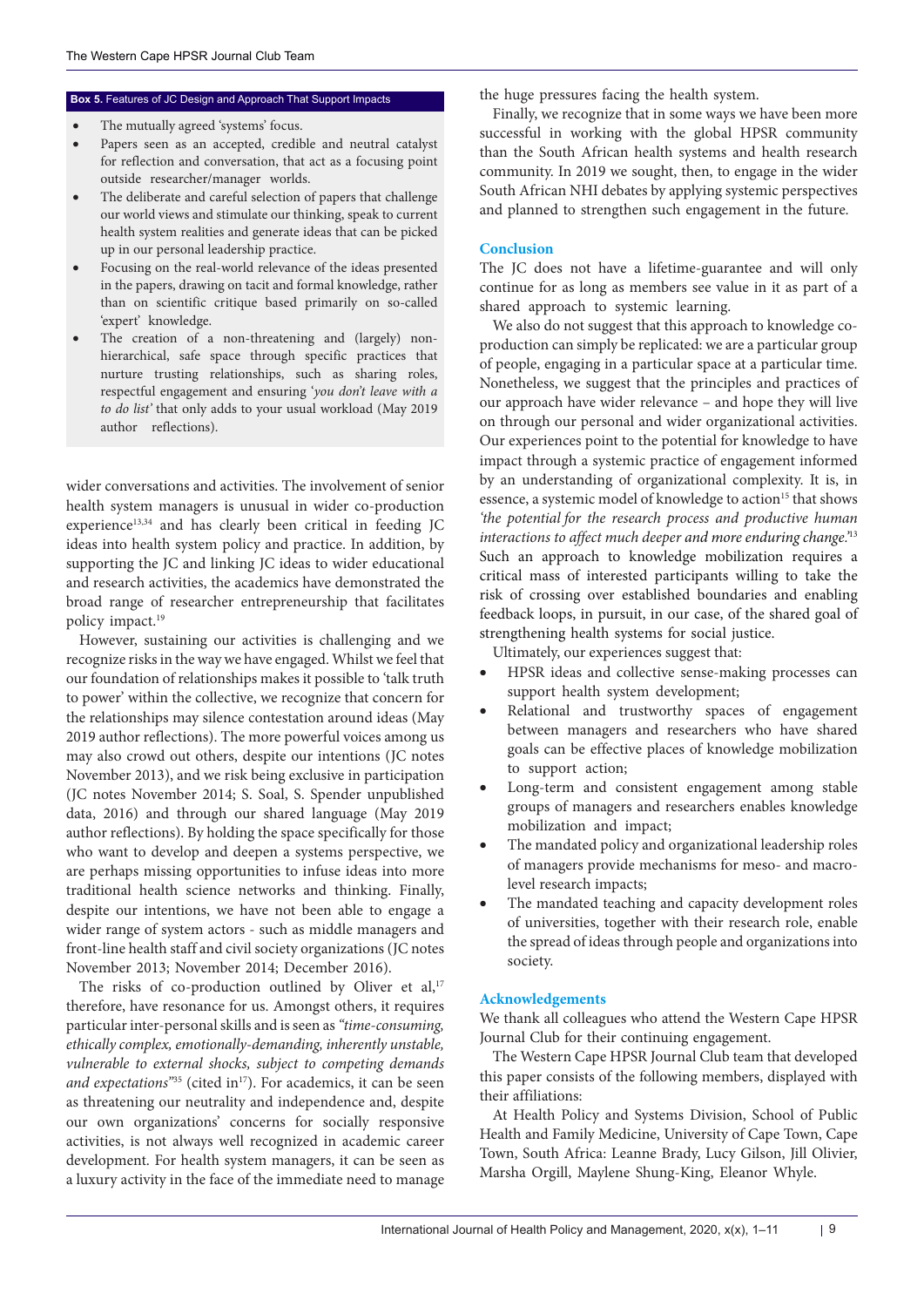**Box 5.** Features of JC Design and Approach That Support Impacts

- The mutually agreed 'systems' focus.
- Papers seen as an accepted, credible and neutral catalyst for reflection and conversation, that act as a focusing point outside researcher/manager worlds.
- The deliberate and careful selection of papers that challenge our world views and stimulate our thinking, speak to current health system realities and generate ideas that can be picked up in our personal leadership practice.
- Focusing on the real-world relevance of the ideas presented in the papers, drawing on tacit and formal knowledge, rather than on scientific critique based primarily on so-called 'expert' knowledge.
- The creation of a non-threatening and (largely) non-hierarchical, safe space through specific practices that nurture trusting relationships, such as sharing roles, respectful engagement and ensuring '*you don't leave with a to do list*' that only adds to your usual workload (May 2019 author reflections).

wider conversations and activities. The involvement of senior health system managers is unusual in wider co-production experience[13,34] and has clearly been critical in feeding JC ideas into health system policy and practice. In addition, by supporting the JC and linking JC ideas to wider educational and research activities, the academics have demonstrated the broad range of researcher entrepreneurship that facilitates policy impact.[19]

However, sustaining our activities is challenging and we recognize risks in the way we have engaged. Whilst we feel that our foundation of relationships makes it possible to 'talk truth to power' within the collective, we recognize that concern for the relationships may silence contestation around ideas (May 2019 author reflections). The more powerful voices among us may also crowd out others, despite our intentions (JC notes November 2013), and we risk being exclusive in participation (JC notes November 2014; S. Soal, S. Spender unpublished data, 2016) and through our shared language (May 2019 author reflections). By holding the space specifically for those who want to develop and deepen a systems perspective, we are perhaps missing opportunities to infuse ideas into more traditional health science networks and thinking. Finally, despite our intentions, we have not been able to engage a wider range of system actors - such as middle managers and front-line health staff and civil society organizations (JC notes November 2013; November 2014; December 2016).

The risks of co-production outlined by Oliver et al,[17] therefore, have resonance for us. Amongst others, it requires particular inter-personal skills and is seen as *"time-consuming, ethically complex, emotionally-demanding, inherently unstable, vulnerable to external shocks, subject to competing demands and expectations"*[35] (cited in[17]). For academics, it can be seen as threatening our neutrality and independence and, despite our own organizations' concerns for socially responsive activities, is not always well recognized in academic career development. For health system managers, it can be seen as a luxury activity in the face of the immediate need to manage the huge pressures facing the health system.

Finally, we recognize that in some ways we have been more successful in working with the global HPSR community than the South African health systems and health research community. In 2019 we sought, then, to engage in the wider South African NHI debates by applying systemic perspectives and planned to strengthen such engagement in the future.

## Conclusion

The JC does not have a lifetime-guarantee and will only continue for as long as members see value in it as part of a shared approach to systemic learning.

We also do not suggest that this approach to knowledge co-production can simply be replicated: we are a particular group of people, engaging in a particular space at a particular time. Nonetheless, we suggest that the principles and practices of our approach have wider relevance – and hope they will live on through our personal and wider organizational activities. Our experiences point to the potential for knowledge to have impact through a systemic practice of engagement informed by an understanding of organizational complexity. It is, in essence, a systemic model of knowledge to action[15] that shows *'the potential for the research process and productive human interactions to affect much deeper and more enduring change.'*[13] Such an approach to knowledge mobilization requires a critical mass of interested participants willing to take the risk of crossing over established boundaries and enabling feedback loops, in pursuit, in our case, of the shared goal of strengthening health systems for social justice.

Ultimately, our experiences suggest that:

- HPSR ideas and collective sense-making processes can support health system development;
- Relational and trustworthy spaces of engagement between managers and researchers who have shared goals can be effective places of knowledge mobilization to support action;
- Long-term and consistent engagement among stable groups of managers and researchers enables knowledge mobilization and impact;
- The mandated policy and organizational leadership roles of managers provide mechanisms for meso- and macro-level research impacts;
- The mandated teaching and capacity development roles of universities, together with their research role, enable the spread of ideas through people and organizations into society.

## Acknowledgements

We thank all colleagues who attend the Western Cape HPSR Journal Club for their continuing engagement.

The Western Cape HPSR Journal Club team that developed this paper consists of the following members, displayed with their affiliations:

At Health Policy and Systems Division, School of Public Health and Family Medicine, University of Cape Town, Cape Town, South Africa: Leanne Brady, Lucy Gilson, Jill Olivier, Marsha Orgill, Maylene Shung-King, Eleanor Whyle.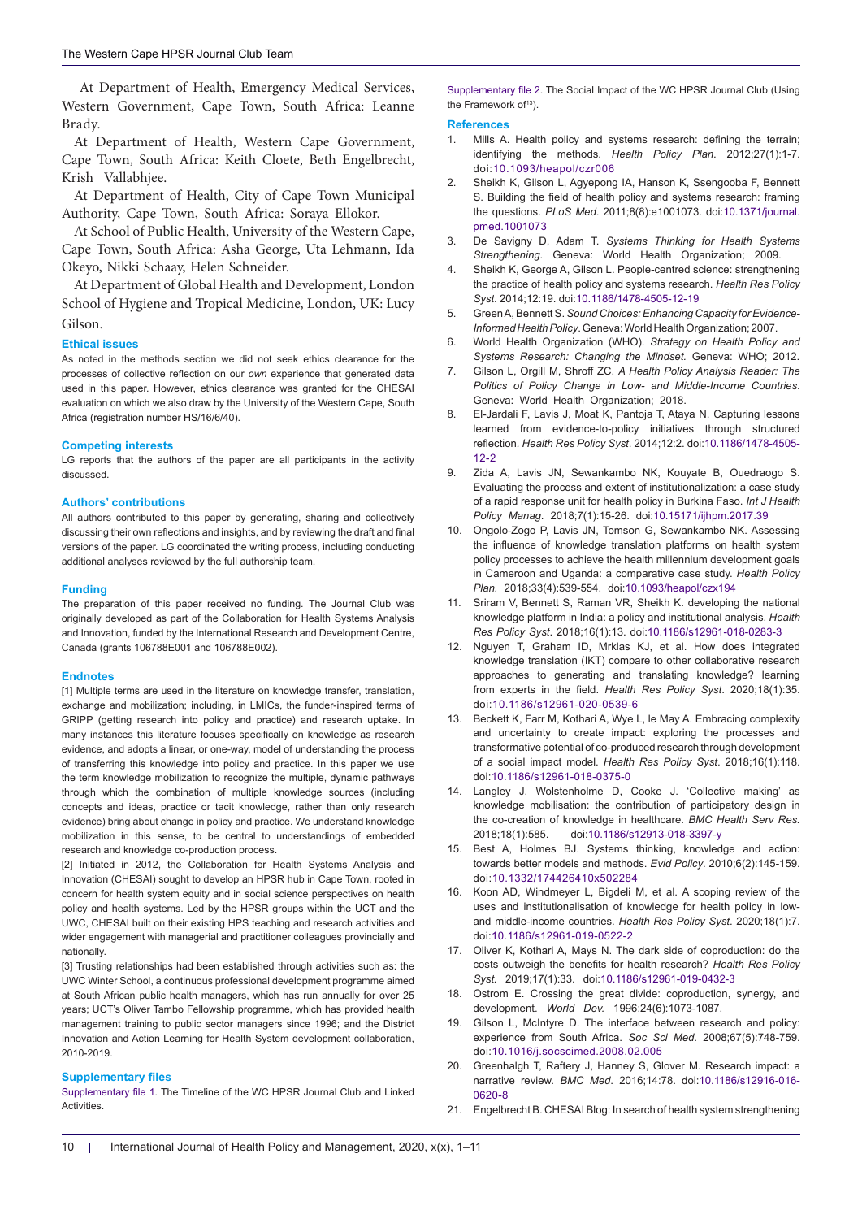At Department of Health, Emergency Medical Services, Western Government, Cape Town, South Africa: Leanne Brady.

At Department of Health, Western Cape Government, Cape Town, South Africa: Keith Cloete, Beth Engelbrecht, Krish Vallabhjee.

At Department of Health, City of Cape Town Municipal Authority, Cape Town, South Africa: Soraya Ellokor.

At School of Public Health, University of the Western Cape, Cape Town, South Africa: Asha George, Uta Lehmann, Ida Okeyo, Nikki Schaay, Helen Schneider.

At Department of Global Health and Development, London School of Hygiene and Tropical Medicine, London, UK: Lucy Gilson.

### Ethical issues

As noted in the methods section we did not seek ethics clearance for the processes of collective reflection on our *own* experience that generated data used in this paper. However, ethics clearance was granted for the CHESAI evaluation on which we also draw by the University of the Western Cape, South Africa (registration number HS/16/6/40).

### Competing interests

LG reports that the authors of the paper are all participants in the activity discussed.

### Authors' contributions

All authors contributed to this paper by generating, sharing and collectively discussing their own reflections and insights, and by reviewing the draft and final versions of the paper. LG coordinated the writing process, including conducting additional analyses reviewed by the full authorship team.

### Funding

The preparation of this paper received no funding. The Journal Club was originally developed as part of the Collaboration for Health Systems Analysis and Innovation, funded by the International Research and Development Centre, Canada (grants 106788E001 and 106788E002).

### Endnotes

[1] Multiple terms are used in the literature on knowledge transfer, translation, exchange and mobilization; including, in LMICs, the funder-inspired terms of GRIPP (getting research into policy and practice) and research uptake. In many instances this literature focuses specifically on knowledge as research evidence, and adopts a linear, or one-way, model of understanding the process of transferring this knowledge into policy and practice. In this paper we use the term knowledge mobilization to recognize the multiple, dynamic pathways through which the combination of multiple knowledge sources (including concepts and ideas, practice or tacit knowledge, rather than only research evidence) bring about change in policy and practice. We understand knowledge mobilization in this sense, to be central to understandings of embedded research and knowledge co-production process.

[2] Initiated in 2012, the Collaboration for Health Systems Analysis and Innovation (CHESAI) sought to develop an HPSR hub in Cape Town, rooted in concern for health system equity and in social science perspectives on health policy and health systems. Led by the HPSR groups within the UCT and the UWC, CHESAI built on their existing HPS teaching and research activities and wider engagement with managerial and practitioner colleagues provincially and nationally.

[3] Trusting relationships had been established through activities such as: the UWC Winter School, a continuous professional development programme aimed at South African public health managers, which has run annually for over 25 years; UCT's Oliver Tambo Fellowship programme, which has provided health management training to public sector managers since 1996; and the District Innovation and Action Learning for Health System development collaboration, 2010-2019.

### Supplementary files

Supplementary file 1. The Timeline of the WC HPSR Journal Club and Linked Activities.

Supplementary file 2. The Social Impact of the WC HPSR Journal Club (Using the Framework of[13]).

### References

1. Mills A. Health policy and systems research: defining the terrain; identifying the methods. *Health Policy Plan*. 2012;27(1):1-7. doi:10.1093/heapol/czr006
2. Sheikh K, Gilson L, Agyepong IA, Hanson K, Ssengooba F, Bennett S. Building the field of health policy and systems research: framing the questions. *PLoS Med*. 2011;8(8):e1001073. doi:10.1371/journal.pmed.1001073
3. De Savigny D, Adam T. *Systems Thinking for Health Systems Strengthening*. Geneva: World Health Organization; 2009.
4. Sheikh K, George A, Gilson L. People-centred science: strengthening the practice of health policy and systems research. *Health Res Policy Syst*. 2014;12:19. doi:10.1186/1478-4505-12-19
5. Green A, Bennett S. *Sound Choices: Enhancing Capacity for Evidence-Informed Health Policy*. Geneva: World Health Organization; 2007.
6. World Health Organization (WHO). *Strategy on Health Policy and Systems Research: Changing the Mindset.* Geneva: WHO; 2012.
7. Gilson L, Orgill M, Shroff ZC. *A Health Policy Analysis Reader: The Politics of Policy Change in Low- and Middle-Income Countries*. Geneva: World Health Organization; 2018.
8. El-Jardali F, Lavis J, Moat K, Pantoja T, Ataya N. Capturing lessons learned from evidence-to-policy initiatives through structured reflection. *Health Res Policy Syst*. 2014;12:2. doi:10.1186/1478-4505-12-2
9. Zida A, Lavis JN, Sewankambo NK, Kouyate B, Ouedraogo S. Evaluating the process and extent of institutionalization: a case study of a rapid response unit for health policy in Burkina Faso. *Int J Health Policy Manag*. 2018;7(1):15-26. doi:10.15171/ijhpm.2017.39
10. Ongolo-Zogo P, Lavis JN, Tomson G, Sewankambo NK. Assessing the influence of knowledge translation platforms on health system policy processes to achieve the health millennium development goals in Cameroon and Uganda: a comparative case study. *Health Policy Plan.* 2018;33(4):539-554. doi:10.1093/heapol/czx194
11. Sriram V, Bennett S, Raman VR, Sheikh K. developing the national knowledge platform in India: a policy and institutional analysis. *Health Res Policy Syst*. 2018;16(1):13. doi:10.1186/s12961-018-0283-3
12. Nguyen T, Graham ID, Mrklas KJ, et al. How does integrated knowledge translation (IKT) compare to other collaborative research approaches to generating and translating knowledge? learning from experts in the field. *Health Res Policy Syst*. 2020;18(1):35. doi:10.1186/s12961-020-0539-6
13. Beckett K, Farr M, Kothari A, Wye L, le May A. Embracing complexity and uncertainty to create impact: exploring the processes and transformative potential of co-produced research through development of a social impact model. *Health Res Policy Syst*. 2018;16(1):118. doi:10.1186/s12961-018-0375-0
14. Langley J, Wolstenholme D, Cooke J. 'Collective making' as knowledge mobilisation: the contribution of participatory design in the co-creation of knowledge in healthcare. *BMC Health Serv Res.* 2018;18(1):585. doi:10.1186/s12913-018-3397-y
15. Best A, Holmes BJ. Systems thinking, knowledge and action: towards better models and methods. *Evid Policy*. 2010;6(2):145-159. doi:10.1332/174426410x502284
16. Koon AD, Windmeyer L, Bigdeli M, et al. A scoping review of the uses and institutionalisation of knowledge for health policy in low- and middle-income countries. *Health Res Policy Syst*. 2020;18(1):7. doi:10.1186/s12961-019-0522-2
17. Oliver K, Kothari A, Mays N. The dark side of coproduction: do the costs outweigh the benefits for health research? *Health Res Policy Syst.* 2019;17(1):33. doi:10.1186/s12961-019-0432-3
18. Ostrom E. Crossing the great divide: coproduction, synergy, and development. *World Dev.* 1996;24(6):1073-1087.
19. Gilson L, McIntyre D. The interface between research and policy: experience from South Africa. *Soc Sci Med*. 2008;67(5):748-759. doi:10.1016/j.socscimed.2008.02.005
20. Greenhalgh T, Raftery J, Hanney S, Glover M. Research impact: a narrative review. *BMC Med*. 2016;14:78. doi:10.1186/s12916-016-0620-8
21. Engelbrecht B. CHESAI Blog: In search of health system strengthening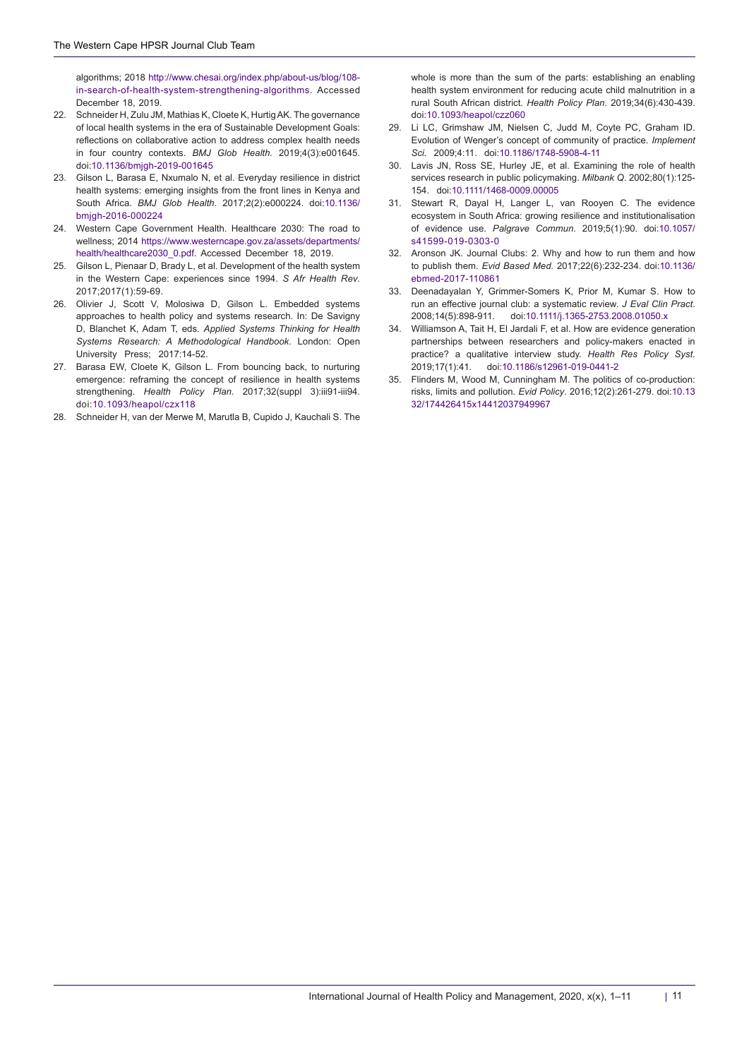algorithms; 2018 http://www.chesai.org/index.php/about-us/blog/108-in-search-of-health-system-strengthening-algorithms. Accessed December 18, 2019.

22. Schneider H, Zulu JM, Mathias K, Cloete K, Hurtig AK. The governance of local health systems in the era of Sustainable Development Goals: reflections on collaborative action to address complex health needs in four country contexts. *BMJ Glob Health.* 2019;4(3):e001645. doi:10.1136/bmjgh-2019-001645
23. Gilson L, Barasa E, Nxumalo N, et al. Everyday resilience in district health systems: emerging insights from the front lines in Kenya and South Africa. *BMJ Glob Health*. 2017;2(2):e000224. doi:10.1136/bmjgh-2016-000224
24. Western Cape Government Health. Healthcare 2030: The road to wellness; 2014 https://www.westerncape.gov.za/assets/departments/health/healthcare2030_0.pdf. Accessed December 18, 2019.
25. Gilson L, Pienaar D, Brady L, et al. Development of the health system in the Western Cape: experiences since 1994. *S Afr Health Rev*. 2017;2017(1):59-69.
26. Olivier J, Scott V, Molosiwa D, Gilson L. Embedded systems approaches to health policy and systems research. In: De Savigny D, Blanchet K, Adam T, eds. *Applied Systems Thinking for Health Systems Research: A Methodological Handbook*. London: Open University Press; 2017:14-52.
27. Barasa EW, Cloete K, Gilson L. From bouncing back, to nurturing emergence: reframing the concept of resilience in health systems strengthening. *Health Policy Plan*. 2017;32(suppl 3):iii91-iii94. doi:10.1093/heapol/czx118
28. Schneider H, van der Merwe M, Marutla B, Cupido J, Kauchali S. The whole is more than the sum of the parts: establishing an enabling health system environment for reducing acute child malnutrition in a rural South African district. *Health Policy Plan*. 2019;34(6):430-439. doi:10.1093/heapol/czz060
29. Li LC, Grimshaw JM, Nielsen C, Judd M, Coyte PC, Graham ID. Evolution of Wenger's concept of community of practice. *Implement Sci.* 2009;4:11. doi:10.1186/1748-5908-4-11
30. Lavis JN, Ross SE, Hurley JE, et al. Examining the role of health services research in public policymaking. *Milbank Q*. 2002;80(1):125-154. doi:10.1111/1468-0009.00005
31. Stewart R, Dayal H, Langer L, van Rooyen C. The evidence ecosystem in South Africa: growing resilience and institutionalisation of evidence use. *Palgrave Commun*. 2019;5(1):90. doi:10.1057/s41599-019-0303-0
32. Aronson JK. Journal Clubs: 2. Why and how to run them and how to publish them. *Evid Based Med.* 2017;22(6):232-234. doi:10.1136/ebmed-2017-110861
33. Deenadayalan Y, Grimmer-Somers K, Prior M, Kumar S. How to run an effective journal club: a systematic review. *J Eval Clin Pract*. 2008;14(5):898-911. doi:10.1111/j.1365-2753.2008.01050.x
34. Williamson A, Tait H, El Jardali F, et al. How are evidence generation partnerships between researchers and policy-makers enacted in practice? a qualitative interview study. *Health Res Policy Syst*. 2019;17(1):41. doi:10.1186/s12961-019-0441-2
35. Flinders M, Wood M, Cunningham M. The politics of co-production: risks, limits and pollution. *Evid Policy*. 2016;12(2):261-279. doi:10.1332/174426415x14412037949967